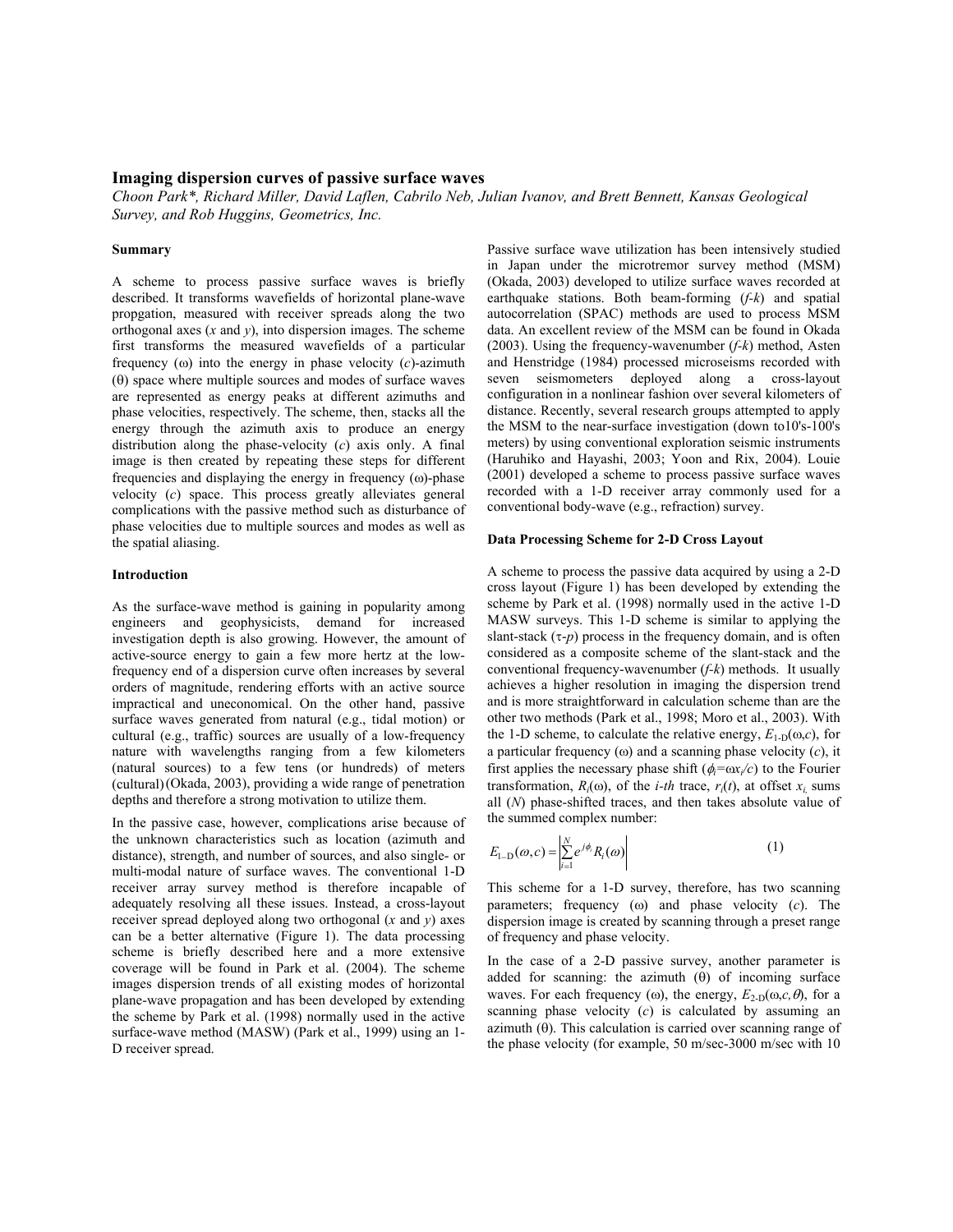# Imaging dispersion curves of passive surface waves

*Choon Park\*, Richard Miller, David Laflen, Cabrilo Neb, Julian Ivanov, and Brett Bennett, Kansas Geological Survey, and Rob Huggins, Geometrics, Inc.*

## Summary

A scheme to process passive surface waves is briefly described. It transforms wavefields of horizontal plane-wave propgation, measured with receiver spreads along the two orthogonal axes ($x$ and $y$), into dispersion images. The scheme first transforms the measured wavefields of a particular frequency ($\omega$) into the energy in phase velocity ($c$)-azimuth ($\theta$) space where multiple sources and modes of surface waves are represented as energy peaks at different azimuths and phase velocities, respectively. The scheme, then, stacks all the energy through the azimuth axis to produce an energy distribution along the phase-velocity ($c$) axis only. A final image is then created by repeating these steps for different frequencies and displaying the energy in frequency ($\omega$)-phase velocity ($c$) space. This process greatly alleviates general complications with the passive method such as disturbance of phase velocities due to multiple sources and modes as well as the spatial aliasing.

## Introduction

As the surface-wave method is gaining in popularity among engineers and geophysicists, demand for increased investigation depth is also growing. However, the amount of active-source energy to gain a few more hertz at the low-frequency end of a dispersion curve often increases by several orders of magnitude, rendering efforts with an active source impractical and uneconomical. On the other hand, passive surface waves generated from natural (e.g., tidal motion) or cultural (e.g., traffic) sources are usually of a low-frequency nature with wavelengths ranging from a few kilometers (natural sources) to a few tens (or hundreds) of meters (cultural) (Okada, 2003), providing a wide range of penetration depths and therefore a strong motivation to utilize them.

In the passive case, however, complications arise because of the unknown characteristics such as location (azimuth and distance), strength, and number of sources, and also single- or multi-modal nature of surface waves. The conventional 1-D receiver array survey method is therefore incapable of adequately resolving all these issues. Instead, a cross-layout receiver spread deployed along two orthogonal ($x$ and $y$) axes can be a better alternative (Figure 1). The data processing scheme is briefly described here and a more extensive coverage will be found in Park et al. (2004). The scheme images dispersion trends of all existing modes of horizontal plane-wave propagation and has been developed by extending the scheme by Park et al. (1998) normally used in the active surface-wave method (MASW) (Park et al., 1999) using an 1-D receiver spread.

Passive surface wave utilization has been intensively studied in Japan under the microtremor survey method (MSM) (Okada, 2003) developed to utilize surface waves recorded at earthquake stations. Both beam-forming ($f$-$k$) and spatial autocorrelation (SPAC) methods are used to process MSM data. An excellent review of the MSM can be found in Okada (2003). Using the frequency-wavenumber ($f$-$k$) method, Asten and Henstridge (1984) processed microseisms recorded with seven seismometers deployed along a cross-layout configuration in a nonlinear fashion over several kilometers of distance. Recently, several research groups attempted to apply the MSM to the near-surface investigation (down to10's-100's meters) by using conventional exploration seismic instruments (Haruhiko and Hayashi, 2003; Yoon and Rix, 2004). Louie (2001) developed a scheme to process passive surface waves recorded with a 1-D receiver array commonly used for a conventional body-wave (e.g., refraction) survey.

## Data Processing Scheme for 2-D Cross Layout

A scheme to process the passive data acquired by using a 2-D cross layout (Figure 1) has been developed by extending the scheme by Park et al. (1998) normally used in the active 1-D MASW surveys. This 1-D scheme is similar to applying the slant-stack ($\tau$-$p$) process in the frequency domain, and is often considered as a composite scheme of the slant-stack and the conventional frequency-wavenumber ($f$-$k$) methods. It usually achieves a higher resolution in imaging the dispersion trend and is more straightforward in calculation scheme than are the other two methods (Park et al., 1998; Moro et al., 2003). With the 1-D scheme, to calculate the relative energy, $E_{1\text{-D}}(\omega,c)$, for a particular frequency ($\omega$) and a scanning phase velocity ($c$), it first applies the necessary phase shift ($\phi_i=\omega x_i/c$) to the Fourier transformation, $R_i(\omega)$, of the $i$-$th$ trace, $r_i(t)$, at offset $x_i$, sums all ($N$) phase-shifted traces, and then takes absolute value of the summed complex number:

$$E_{1-\mathrm{D}}(\omega,c) = \left| \sum_{i=1}^{N} e^{j\phi_i} R_i(\omega) \right| \tag{1}$$

This scheme for a 1-D survey, therefore, has two scanning parameters; frequency ($\omega$) and phase velocity ($c$). The dispersion image is created by scanning through a preset range of frequency and phase velocity.

In the case of a 2-D passive survey, another parameter is added for scanning: the azimuth ($\theta$) of incoming surface waves. For each frequency ($\omega$), the energy, $E_{2\text{-D}}(\omega,c,\theta)$, for a scanning phase velocity ($c$) is calculated by assuming an azimuth ($\theta$). This calculation is carried over scanning range of the phase velocity (for example, 50 m/sec-3000 m/sec with 10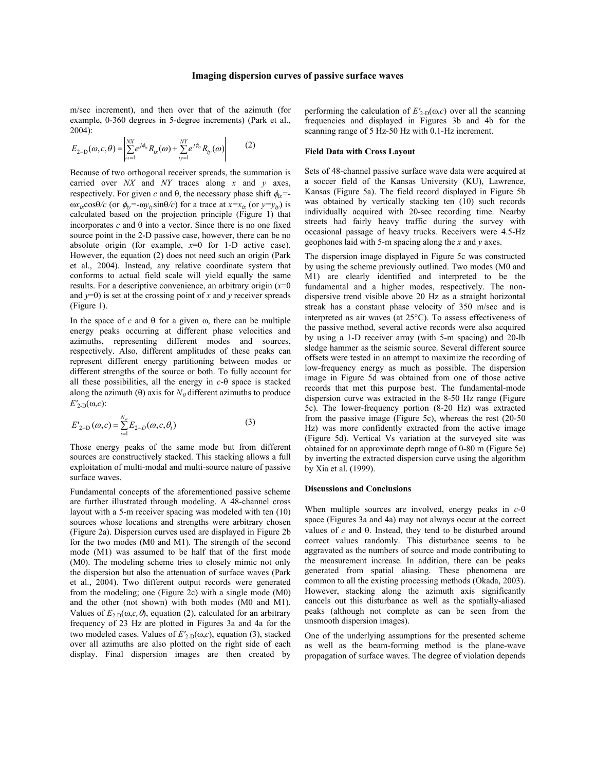m/sec increment), and then over that of the azimuth (for example, 0-360 degrees in 5-degree increments) (Park et al., 2004):

$$E_{2-\mathrm{D}}(\omega, c, \theta) = \left| \sum_{ix=1}^{NX} e^{j\phi_{ix}} R_{ix}(\omega) + \sum_{iy=1}^{NY} e^{j\phi_{iy}} R_{iy}(\omega) \right| \qquad (2)$$

Because of two orthogonal receiver spreads, the summation is carried over $NX$ and $NY$ traces along $x$ and $y$ axes, respectively. For given $c$ and $\theta$, the necessary phase shift $\phi_{ix}=-\omega x_{ix}\cos\theta/c$ (or $\phi_{iy}=-\omega y_{iy}\sin\theta/c$) for a trace at $x=x_{ix}$ (or $y=y_{iy}$) is calculated based on the projection principle (Figure 1) that incorporates $c$ and $\theta$ into a vector. Since there is no one fixed source point in the 2-D passive case, however, there can be no absolute origin (for example, $x$=0 for 1-D active case). However, the equation (2) does not need such an origin (Park et al., 2004). Instead, any relative coordinate system that conforms to actual field scale will yield equally the same results. For a descriptive convenience, an arbitrary origin ($x$=0 and $y$=0) is set at the crossing point of $x$ and $y$ receiver spreads (Figure 1).

In the space of $c$ and $\theta$ for a given $\omega$, there can be multiple energy peaks occurring at different phase velocities and azimuths, representing different modes and sources, respectively. Also, different amplitudes of these peaks can represent different energy partitioning between modes or different strengths of the source or both. To fully account for all these possibilities, all the energy in $c$-$\theta$ space is stacked along the azimuth ($\theta$) axis for $N_\theta$ different azimuths to produce $E'_{2\text{-D}}(\omega,c)$:

$$E'_{2-\mathrm{D}}(\omega, c) = \sum_{i=1}^{N_\theta} E_{2-D}(\omega, c, \theta_i) \qquad (3)$$

Those energy peaks of the same mode but from different sources are constructively stacked. This stacking allows a full exploitation of multi-modal and multi-source nature of passive surface waves.

Fundamental concepts of the aforementioned passive scheme are further illustrated through modeling. A 48-channel cross layout with a 5-m receiver spacing was modeled with ten (10) sources whose locations and strengths were arbitrary chosen (Figure 2a). Dispersion curves used are displayed in Figure 2b for the two modes (M0 and M1). The strength of the second mode (M1) was assumed to be half that of the first mode (M0). The modeling scheme tries to closely mimic not only the dispersion but also the attenuation of surface waves (Park et al., 2004). Two different output records were generated from the modeling; one (Figure 2c) with a single mode (M0) and the other (not shown) with both modes (M0 and M1). Values of $E_{2\text{-D}}(\omega,c,\theta)$, equation (2), calculated for an arbitrary frequency of 23 Hz are plotted in Figures 3a and 4a for the two modeled cases. Values of $E'_{2\text{-D}}(\omega,c)$, equation (3), stacked over all azimuths are also plotted on the right side of each display. Final dispersion images are then created by performing the calculation of $E'_{2\text{-D}}(\omega,c)$ over all the scanning frequencies and displayed in Figures 3b and 4b for the scanning range of 5 Hz-50 Hz with 0.1-Hz increment.

### Field Data with Cross Layout

Sets of 48-channel passive surface wave data were acquired at a soccer field of the Kansas University (KU), Lawrence, Kansas (Figure 5a). The field record displayed in Figure 5b was obtained by vertically stacking ten (10) such records individually acquired with 20-sec recording time. Nearby streets had fairly heavy traffic during the survey with occasional passage of heavy trucks. Receivers were 4.5-Hz geophones laid with 5-m spacing along the $x$ and $y$ axes.

The dispersion image displayed in Figure 5c was constructed by using the scheme previously outlined. Two modes (M0 and M1) are clearly identified and interpreted to be the fundamental and a higher modes, respectively. The non-dispersive trend visible above 20 Hz as a straight horizontal streak has a constant phase velocity of 350 m/sec and is interpreted as air waves (at 25°C). To assess effectiveness of the passive method, several active records were also acquired by using a 1-D receiver array (with 5-m spacing) and 20-lb sledge hammer as the seismic source. Several different source offsets were tested in an attempt to maximize the recording of low-frequency energy as much as possible. The dispersion image in Figure 5d was obtained from one of those active records that met this purpose best. The fundamental-mode dispersion curve was extracted in the 8-50 Hz range (Figure 5c). The lower-frequency portion (8-20 Hz) was extracted from the passive image (Figure 5c), whereas the rest (20-50 Hz) was more confidently extracted from the active image (Figure 5d). Vertical Vs variation at the surveyed site was obtained for an approximate depth range of 0-80 m (Figure 5e) by inverting the extracted dispersion curve using the algorithm by Xia et al. (1999).

### Discussions and Conclusions

When multiple sources are involved, energy peaks in $c$-$\theta$ space (Figures 3a and 4a) may not always occur at the correct values of $c$ and $\theta$. Instead, they tend to be disturbed around correct values randomly. This disturbance seems to be aggravated as the numbers of source and mode contributing to the measurement increase. In addition, there can be peaks generated from spatial aliasing. These phenomena are common to all the existing processing methods (Okada, 2003). However, stacking along the azimuth axis significantly cancels out this disturbance as well as the spatially-aliased peaks (although not complete as can be seen from the unsmooth dispersion images).

One of the underlying assumptions for the presented scheme as well as the beam-forming method is the plane-wave propagation of surface waves. The degree of violation depends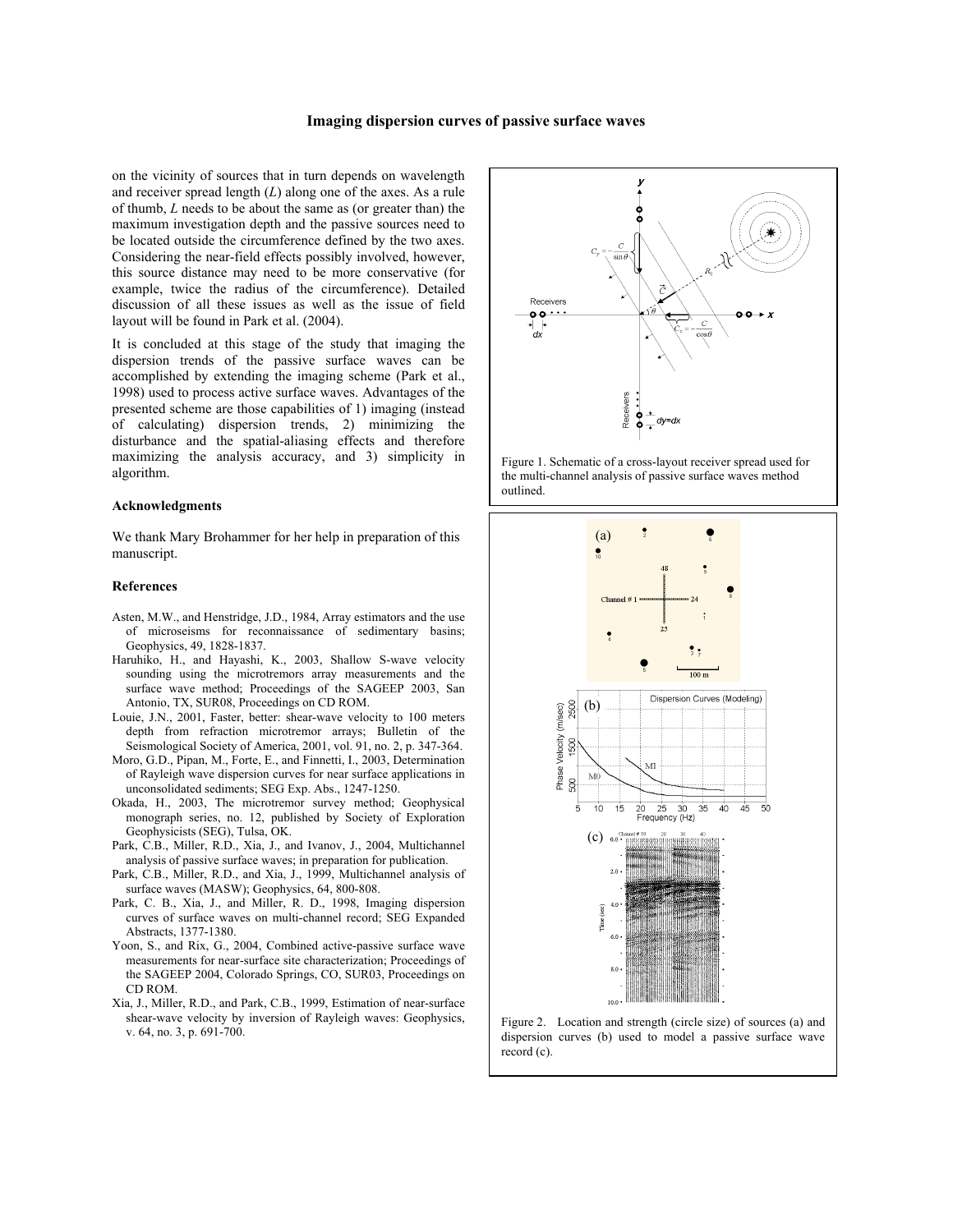on the vicinity of sources that in turn depends on wavelength and receiver spread length ($L$) along one of the axes. As a rule of thumb, $L$ needs to be about the same as (or greater than) the maximum investigation depth and the passive sources need to be located outside the circumference defined by the two axes. Considering the near-field effects possibly involved, however, this source distance may need to be more conservative (for example, twice the radius of the circumference). Detailed discussion of all these issues as well as the issue of field layout will be found in Park et al. (2004).

It is concluded at this stage of the study that imaging the dispersion trends of the passive surface waves can be accomplished by extending the imaging scheme (Park et al., 1998) used to process active surface waves. Advantages of the presented scheme are those capabilities of 1) imaging (instead of calculating) dispersion trends, 2) minimizing the disturbance and the spatial-aliasing effects and therefore maximizing the analysis accuracy, and 3) simplicity in algorithm.

### Acknowledgments

We thank Mary Brohammer for her help in preparation of this manuscript.

### References

Asten, M.W., and Henstridge, J.D., 1984, Array estimators and the use of microseisms for reconnaissance of sedimentary basins; Geophysics, 49, 1828-1837.

Haruhiko, H., and Hayashi, K., 2003, Shallow S-wave velocity sounding using the microtremors array measurements and the surface wave method; Proceedings of the SAGEEP 2003, San Antonio, TX, SUR08, Proceedings on CD ROM.

Louie, J.N., 2001, Faster, better: shear-wave velocity to 100 meters depth from refraction microtremor arrays; Bulletin of the Seismological Society of America, 2001, vol. 91, no. 2, p. 347-364.

Moro, G.D., Pipan, M., Forte, E., and Finnetti, I., 2003, Determination of Rayleigh wave dispersion curves for near surface applications in unconsolidated sediments; SEG Exp. Abs., 1247-1250.

Okada, H., 2003, The microtremor survey method; Geophysical monograph series, no. 12, published by Society of Exploration Geophysicists (SEG), Tulsa, OK.

Park, C.B., Miller, R.D., Xia, J., and Ivanov, J., 2004, Multichannel analysis of passive surface waves; in preparation for publication.

Park, C.B., Miller, R.D., and Xia, J., 1999, Multichannel analysis of surface waves (MASW); Geophysics, 64, 800-808.

Park, C. B., Xia, J., and Miller, R. D., 1998, Imaging dispersion curves of surface waves on multi-channel record; SEG Expanded Abstracts, 1377-1380.

Yoon, S., and Rix, G., 2004, Combined active-passive surface wave measurements for near-surface site characterization; Proceedings of the SAGEEP 2004, Colorado Springs, CO, SUR03, Proceedings on CD ROM.

Xia, J., Miller, R.D., and Park, C.B., 1999, Estimation of near-surface shear-wave velocity by inversion of Rayleigh waves: Geophysics, v. 64, no. 3, p. 691-700.

Figure 1. Schematic of a cross-layout receiver spread used for the multi-channel analysis of passive surface waves method outlined.

Figure 2. Location and strength (circle size) of sources (a) and dispersion curves (b) used to model a passive surface wave record (c).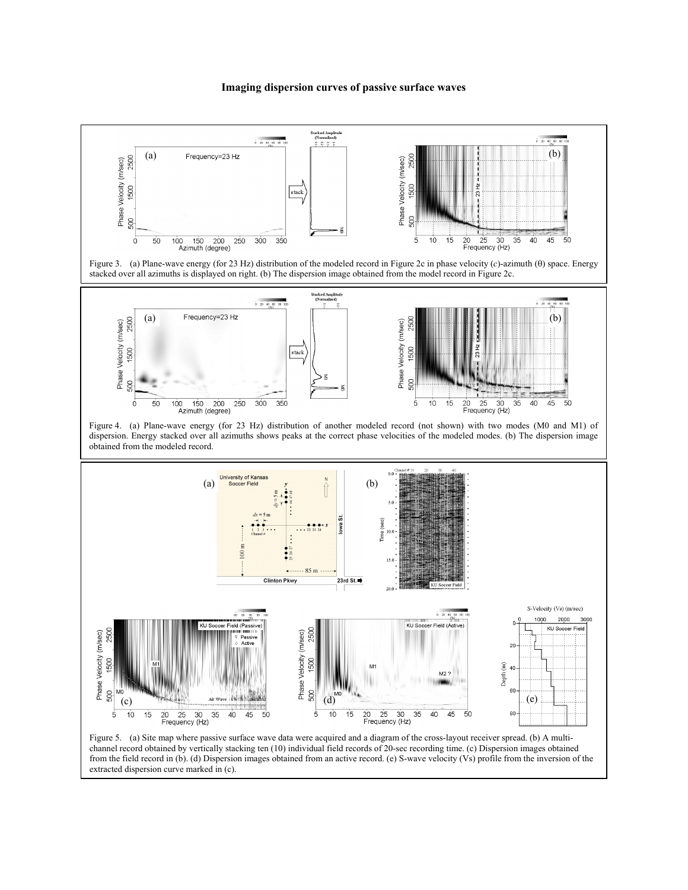**Imaging dispersion curves of passive surface waves**

Frequency=23 Hz

Phase Velocity (m/sec)

Azimuth (degree)

Stacked Amplitude (Normalized)

stack

M0

Frequency (Hz)

23 Hz

Figure 3. (a) Plane-wave energy (for 23 Hz) distribution of the modeled record in Figure 2c in phase velocity ($c$)-azimuth ($\theta$) space. Energy stacked over all azimuths is displayed on right. (b) The dispersion image obtained from the model record in Figure 2c.

Frequency=23 Hz

Phase Velocity (m/sec)

Azimuth (degree)

Stacked Amplitude (Normalized)

stack

M1

M0

Frequency (Hz)

23 Hz

Figure 4. (a) Plane-wave energy (for 23 Hz) distribution of another modeled record (not shown) with two modes (M0 and M1) of dispersion. Energy stacked over all azimuths shows peaks at the correct phase velocities of the modeled modes. (b) The dispersion image obtained from the modeled record.

University of Kansas Soccer Field

$dy = 5$ m

$dx = 5$ m

Channel #

100 m

85 m

Iowa St.

Clinton Pkwy

23rd St.

Time (sec)

KU Soccer Field

KU Soccer Field (Passive)

Passive

Active

M1

M0

Air Wave

KU Soccer Field (Active)

M1

M2 ?

M0

S-Velocity (Vs) (m/sec)

KU Soccer Field

Depth (m)

Figure 5. (a) Site map where passive surface wave data were acquired and a diagram of the cross-layout receiver spread. (b) A multi-channel record obtained by vertically stacking ten (10) individual field records of 20-sec recording time. (c) Dispersion images obtained from the field record in (b). (d) Dispersion images obtained from an active record. (e) S-wave velocity (Vs) profile from the inversion of the extracted dispersion curve marked in (c).